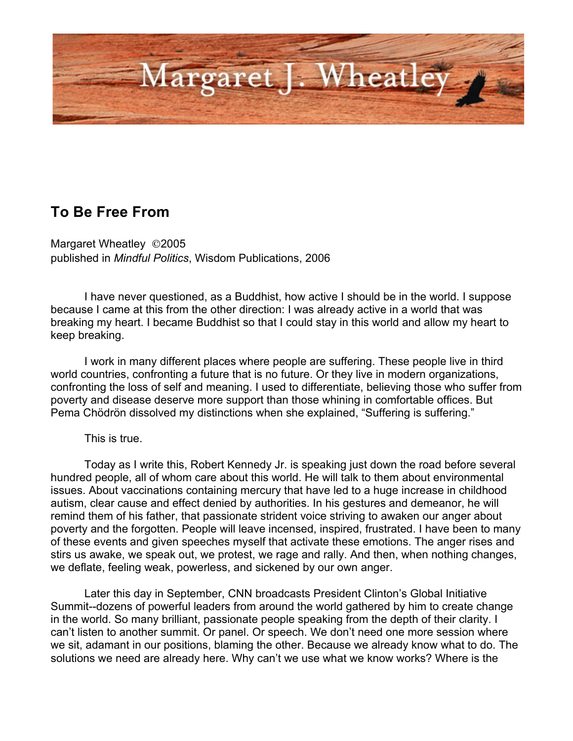# To Be Free From

Margaret Wheatley ©2005
published in *Mindful Politics*, Wisdom Publications, 2006

I have never questioned, as a Buddhist, how active I should be in the world. I suppose because I came at this from the other direction: I was already active in a world that was breaking my heart. I became Buddhist so that I could stay in this world and allow my heart to keep breaking.

I work in many different places where people are suffering. These people live in third world countries, confronting a future that is no future. Or they live in modern organizations, confronting the loss of self and meaning. I used to differentiate, believing those who suffer from poverty and disease deserve more support than those whining in comfortable offices. But Pema Chödrön dissolved my distinctions when she explained, "Suffering is suffering."

This is true.

Today as I write this, Robert Kennedy Jr. is speaking just down the road before several hundred people, all of whom care about this world. He will talk to them about environmental issues. About vaccinations containing mercury that have led to a huge increase in childhood autism, clear cause and effect denied by authorities. In his gestures and demeanor, he will remind them of his father, that passionate strident voice striving to awaken our anger about poverty and the forgotten. People will leave incensed, inspired, frustrated. I have been to many of these events and given speeches myself that activate these emotions. The anger rises and stirs us awake, we speak out, we protest, we rage and rally. And then, when nothing changes, we deflate, feeling weak, powerless, and sickened by our own anger.

Later this day in September, CNN broadcasts President Clinton's Global Initiative Summit--dozens of powerful leaders from around the world gathered by him to create change in the world. So many brilliant, passionate people speaking from the depth of their clarity. I can't listen to another summit. Or panel. Or speech. We don't need one more session where we sit, adamant in our positions, blaming the other. Because we already know what to do. The solutions we need are already here. Why can't we use what we know works? Where is the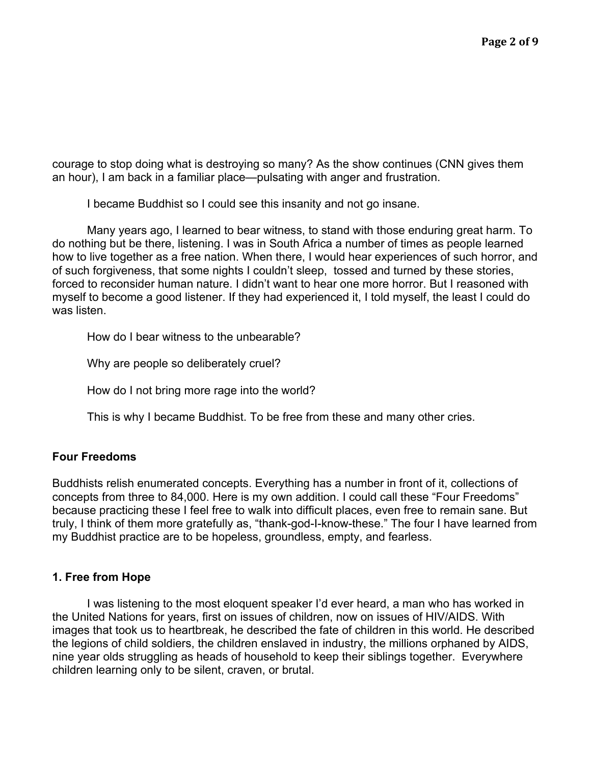courage to stop doing what is destroying so many? As the show continues (CNN gives them an hour), I am back in a familiar place—pulsating with anger and frustration.

I became Buddhist so I could see this insanity and not go insane.

Many years ago, I learned to bear witness, to stand with those enduring great harm. To do nothing but be there, listening. I was in South Africa a number of times as people learned how to live together as a free nation. When there, I would hear experiences of such horror, and of such forgiveness, that some nights I couldn't sleep, tossed and turned by these stories, forced to reconsider human nature. I didn't want to hear one more horror. But I reasoned with myself to become a good listener. If they had experienced it, I told myself, the least I could do was listen.

How do I bear witness to the unbearable?

Why are people so deliberately cruel?

How do I not bring more rage into the world?

This is why I became Buddhist. To be free from these and many other cries.

### Four Freedoms

Buddhists relish enumerated concepts. Everything has a number in front of it, collections of concepts from three to 84,000. Here is my own addition. I could call these "Four Freedoms" because practicing these I feel free to walk into difficult places, even free to remain sane. But truly, I think of them more gratefully as, "thank-god-I-know-these." The four I have learned from my Buddhist practice are to be hopeless, groundless, empty, and fearless.

### 1. Free from Hope

I was listening to the most eloquent speaker I'd ever heard, a man who has worked in the United Nations for years, first on issues of children, now on issues of HIV/AIDS. With images that took us to heartbreak, he described the fate of children in this world. He described the legions of child soldiers, the children enslaved in industry, the millions orphaned by AIDS, nine year olds struggling as heads of household to keep their siblings together. Everywhere children learning only to be silent, craven, or brutal.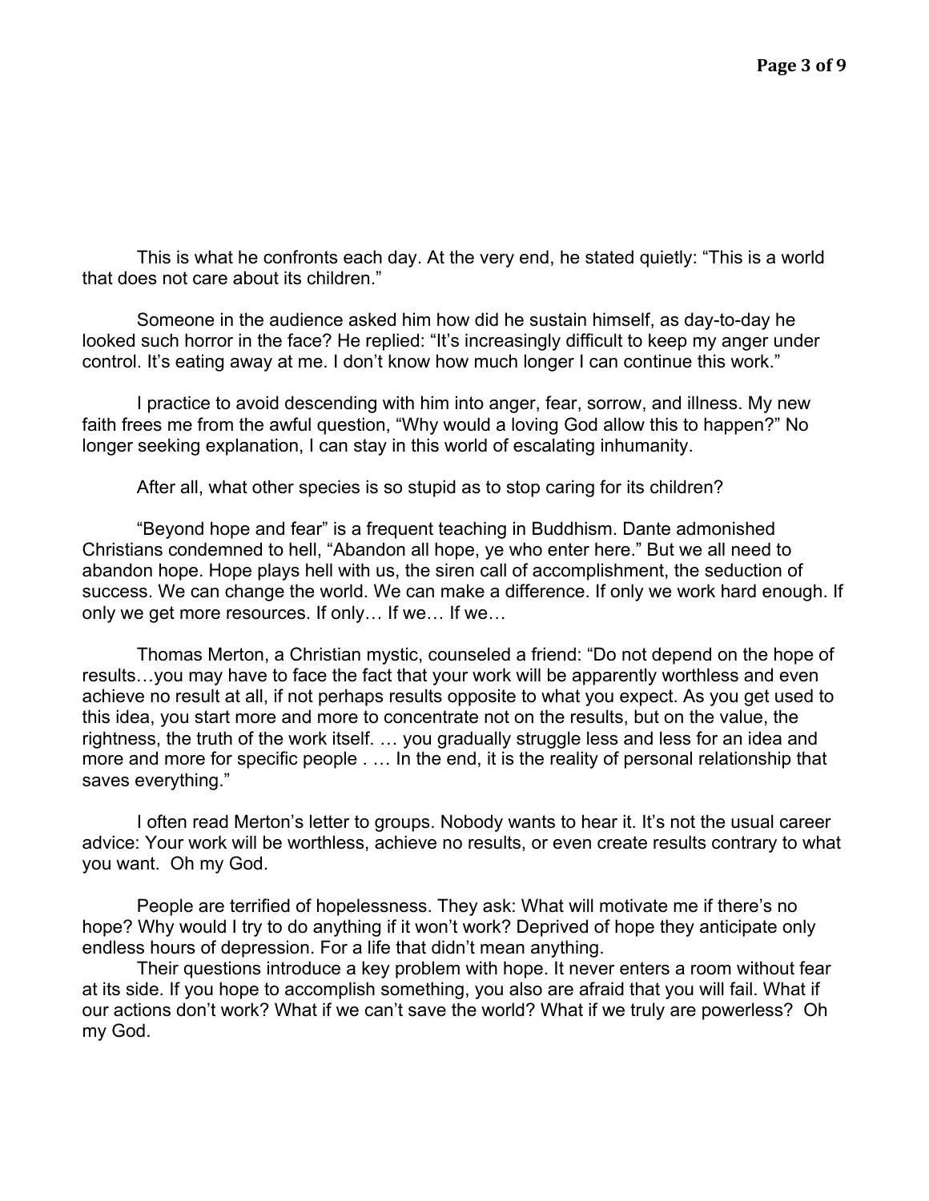This is what he confronts each day. At the very end, he stated quietly: "This is a world that does not care about its children."

Someone in the audience asked him how did he sustain himself, as day-to-day he looked such horror in the face? He replied: "It's increasingly difficult to keep my anger under control. It's eating away at me. I don't know how much longer I can continue this work."

I practice to avoid descending with him into anger, fear, sorrow, and illness. My new faith frees me from the awful question, "Why would a loving God allow this to happen?" No longer seeking explanation, I can stay in this world of escalating inhumanity.

After all, what other species is so stupid as to stop caring for its children?

"Beyond hope and fear" is a frequent teaching in Buddhism. Dante admonished Christians condemned to hell, "Abandon all hope, ye who enter here." But we all need to abandon hope. Hope plays hell with us, the siren call of accomplishment, the seduction of success. We can change the world. We can make a difference. If only we work hard enough. If only we get more resources. If only… If we… If we…

Thomas Merton, a Christian mystic, counseled a friend: "Do not depend on the hope of results…you may have to face the fact that your work will be apparently worthless and even achieve no result at all, if not perhaps results opposite to what you expect. As you get used to this idea, you start more and more to concentrate not on the results, but on the value, the rightness, the truth of the work itself. … you gradually struggle less and less for an idea and more and more for specific people . … In the end, it is the reality of personal relationship that saves everything."

I often read Merton's letter to groups. Nobody wants to hear it. It's not the usual career advice: Your work will be worthless, achieve no results, or even create results contrary to what you want. Oh my God.

People are terrified of hopelessness. They ask: What will motivate me if there's no hope? Why would I try to do anything if it won't work? Deprived of hope they anticipate only endless hours of depression. For a life that didn't mean anything.

Their questions introduce a key problem with hope. It never enters a room without fear at its side. If you hope to accomplish something, you also are afraid that you will fail. What if our actions don't work? What if we can't save the world? What if we truly are powerless? Oh my God.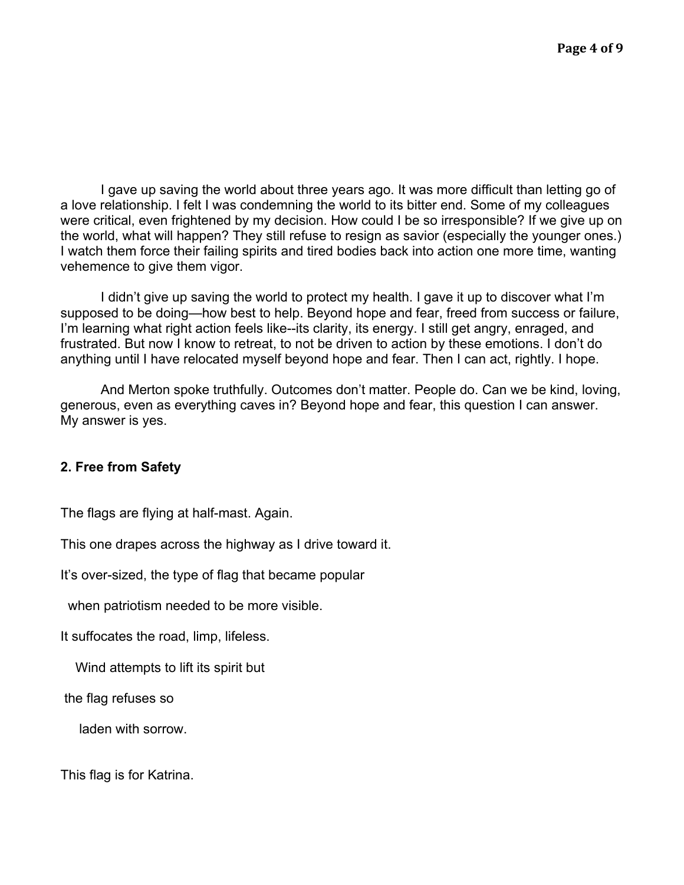I gave up saving the world about three years ago. It was more difficult than letting go of a love relationship. I felt I was condemning the world to its bitter end. Some of my colleagues were critical, even frightened by my decision. How could I be so irresponsible? If we give up on the world, what will happen? They still refuse to resign as savior (especially the younger ones.) I watch them force their failing spirits and tired bodies back into action one more time, wanting vehemence to give them vigor.

I didn't give up saving the world to protect my health. I gave it up to discover what I'm supposed to be doing—how best to help. Beyond hope and fear, freed from success or failure, I'm learning what right action feels like--its clarity, its energy. I still get angry, enraged, and frustrated. But now I know to retreat, to not be driven to action by these emotions. I don't do anything until I have relocated myself beyond hope and fear. Then I can act, rightly. I hope.

And Merton spoke truthfully. Outcomes don't matter. People do. Can we be kind, loving, generous, even as everything caves in? Beyond hope and fear, this question I can answer. My answer is yes.

### 2. Free from Safety

The flags are flying at half-mast. Again.

This one drapes across the highway as I drive toward it.

It's over-sized, the type of flag that became popular

  when patriotism needed to be more visible.

It suffocates the road, limp, lifeless.

   Wind attempts to lift its spirit but

 the flag refuses so

    laden with sorrow.

This flag is for Katrina.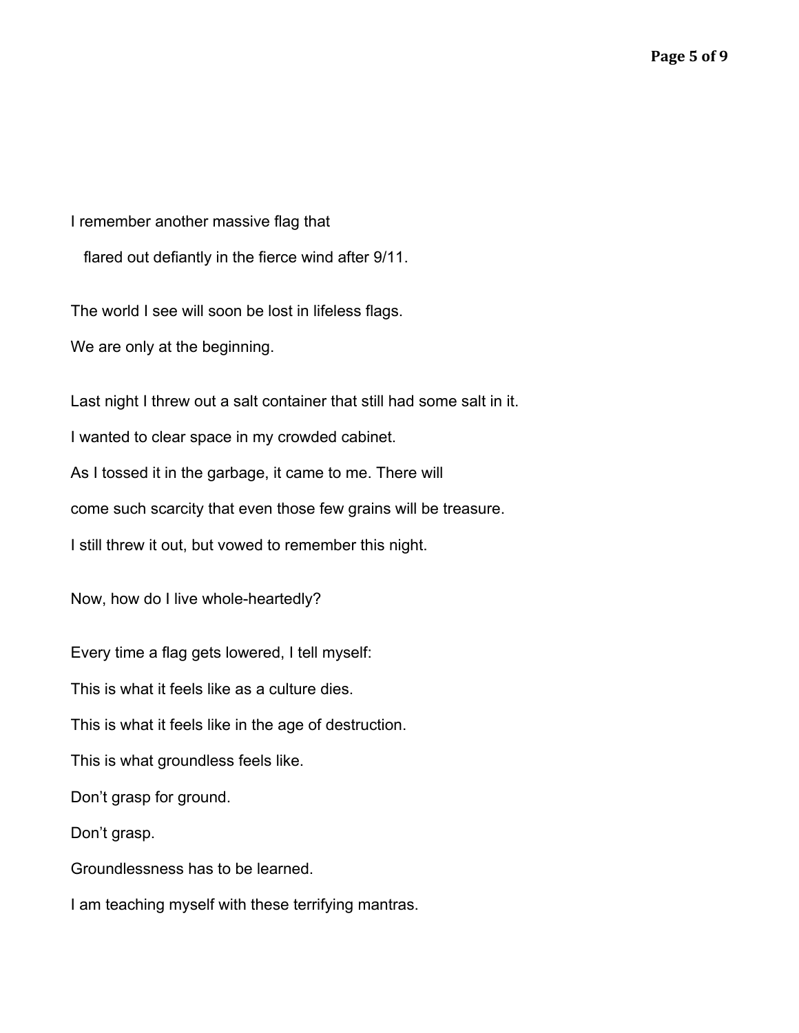I remember another massive flag that

  flared out defiantly in the fierce wind after 9/11.

The world I see will soon be lost in lifeless flags.

We are only at the beginning.

Last night I threw out a salt container that still had some salt in it.

I wanted to clear space in my crowded cabinet.

As I tossed it in the garbage, it came to me. There will

come such scarcity that even those few grains will be treasure.

I still threw it out, but vowed to remember this night.

Now, how do I live whole-heartedly?

Every time a flag gets lowered, I tell myself:

This is what it feels like as a culture dies.

This is what it feels like in the age of destruction.

This is what groundless feels like.

Don't grasp for ground.

Don't grasp.

Groundlessness has to be learned.

I am teaching myself with these terrifying mantras.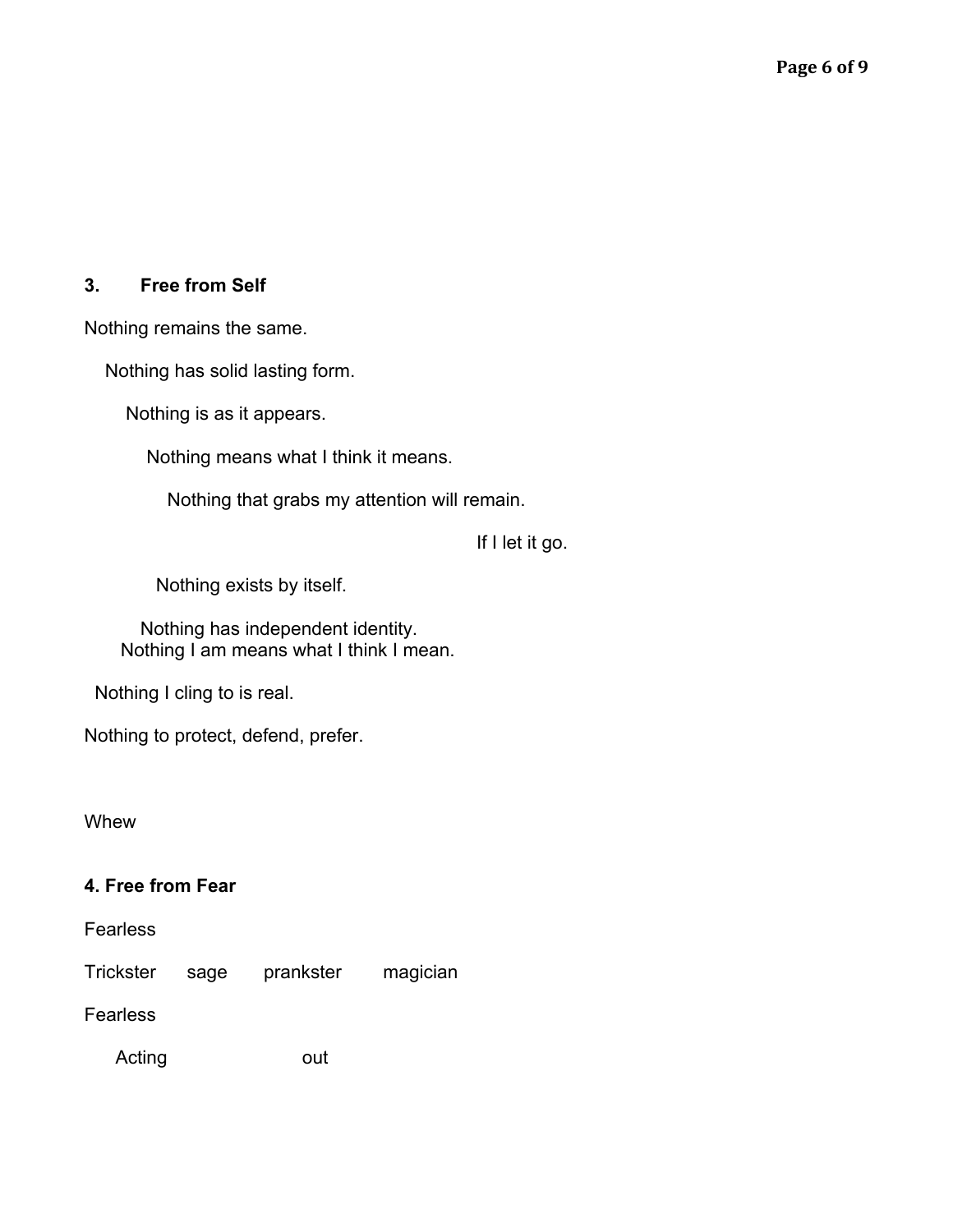### 3. Free from Self

Nothing remains the same.

Nothing has solid lasting form.

Nothing is as it appears.

Nothing means what I think it means.

Nothing that grabs my attention will remain.

If I let it go.

Nothing exists by itself.

Nothing has independent identity.
Nothing I am means what I think I mean.

Nothing I cling to is real.

Nothing to protect, defend, prefer.

Whew

### 4. Free from Fear

Fearless

Trickster sage prankster magician

Fearless

Acting out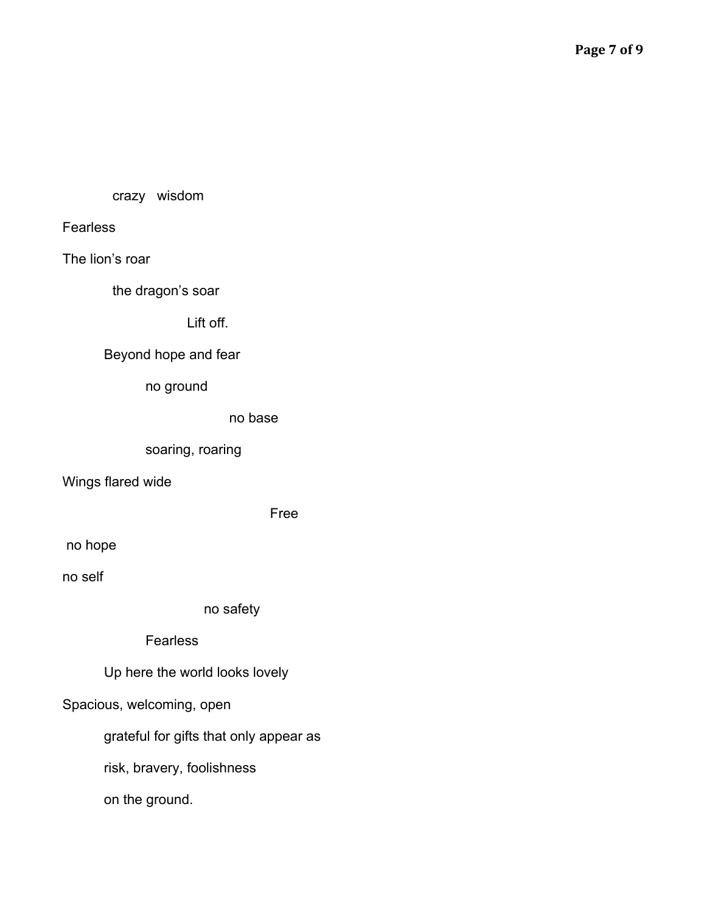crazy   wisdom

Fearless

The lion's roar

the dragon's soar

Lift off.

Beyond hope and fear

no ground

no base

soaring, roaring

Wings flared wide

Free

no hope

no self

no safety

Fearless

Up here the world looks lovely

Spacious, welcoming, open

grateful for gifts that only appear as

risk, bravery, foolishness

on the ground.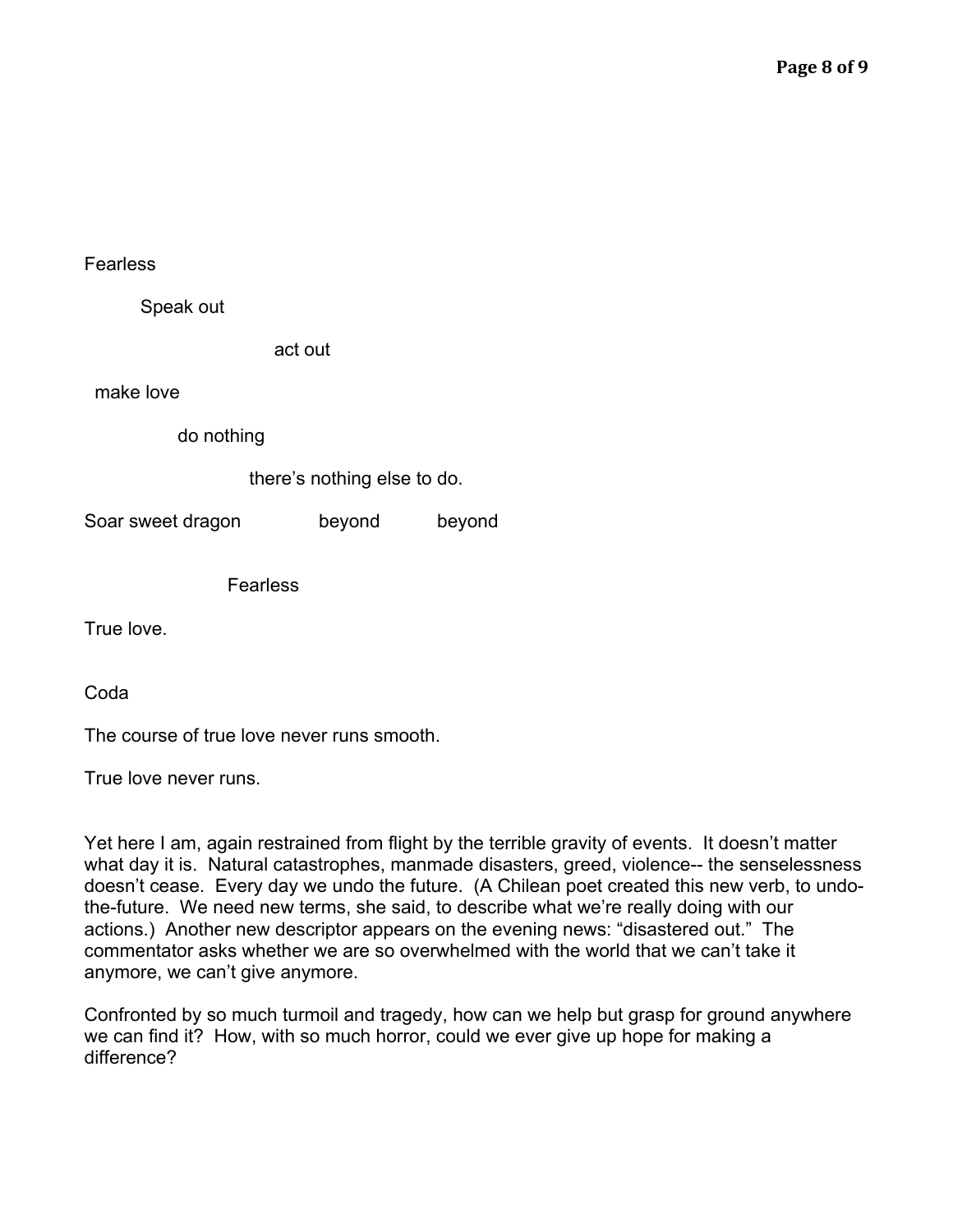Fearless

Speak out

act out

make love

do nothing

there's nothing else to do.

Soar sweet dragon beyond beyond

Fearless

True love.

Coda

The course of true love never runs smooth.

True love never runs.

Yet here I am, again restrained from flight by the terrible gravity of events. It doesn't matter what day it is. Natural catastrophes, manmade disasters, greed, violence-- the senselessness doesn't cease. Every day we undo the future. (A Chilean poet created this new verb, to undo-the-future. We need new terms, she said, to describe what we're really doing with our actions.) Another new descriptor appears on the evening news: "disastered out." The commentator asks whether we are so overwhelmed with the world that we can't take it anymore, we can't give anymore.

Confronted by so much turmoil and tragedy, how can we help but grasp for ground anywhere we can find it? How, with so much horror, could we ever give up hope for making a difference?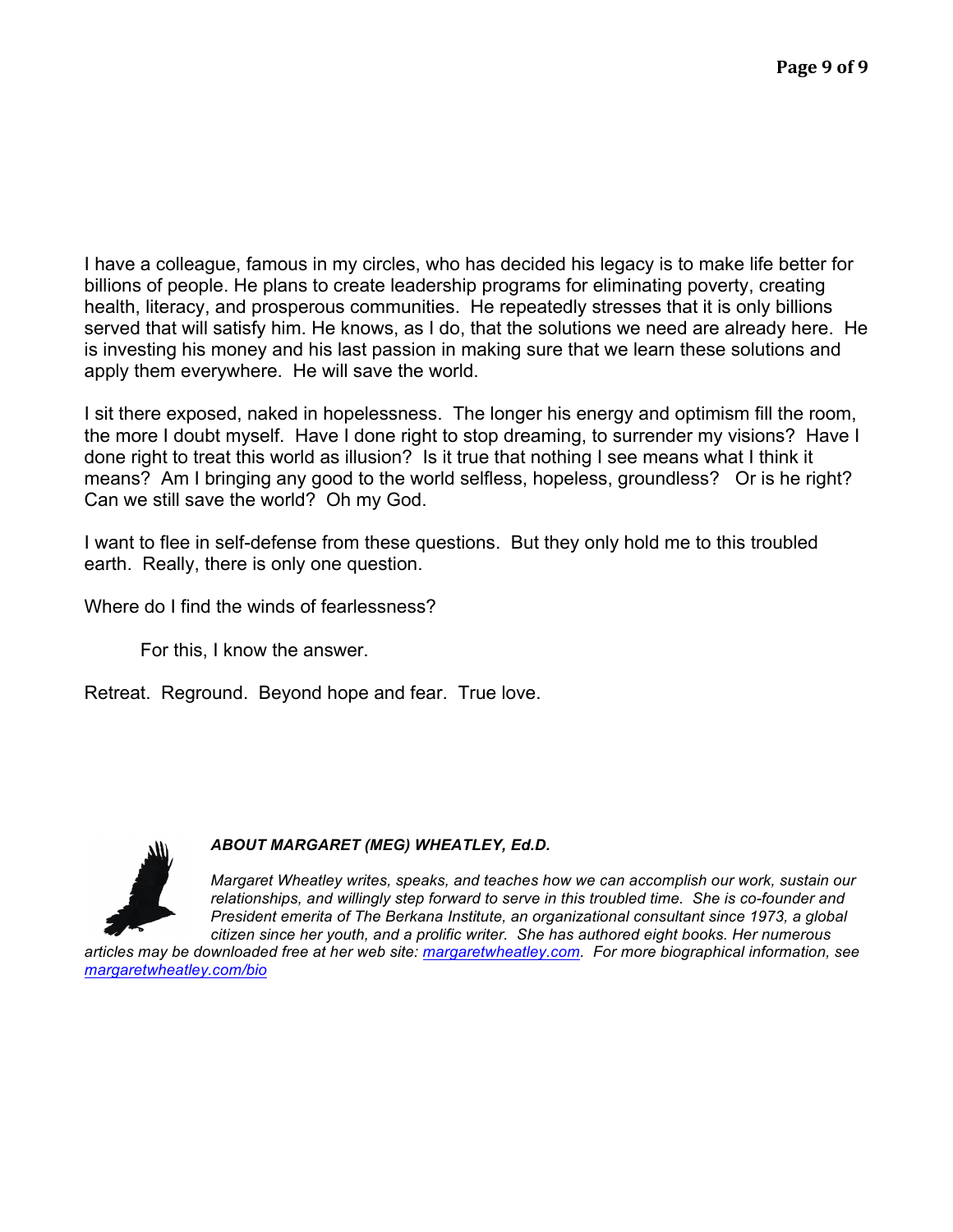I have a colleague, famous in my circles, who has decided his legacy is to make life better for billions of people. He plans to create leadership programs for eliminating poverty, creating health, literacy, and prosperous communities. He repeatedly stresses that it is only billions served that will satisfy him. He knows, as I do, that the solutions we need are already here. He is investing his money and his last passion in making sure that we learn these solutions and apply them everywhere. He will save the world.

I sit there exposed, naked in hopelessness. The longer his energy and optimism fill the room, the more I doubt myself. Have I done right to stop dreaming, to surrender my visions? Have I done right to treat this world as illusion? Is it true that nothing I see means what I think it means? Am I bringing any good to the world selfless, hopeless, groundless? Or is he right? Can we still save the world? Oh my God.

I want to flee in self-defense from these questions. But they only hold me to this troubled earth. Really, there is only one question.

Where do I find the winds of fearlessness?

For this, I know the answer.

Retreat. Reground. Beyond hope and fear. True love.

***ABOUT MARGARET (MEG) WHEATLEY, Ed.D.***

*Margaret Wheatley writes, speaks, and teaches how we can accomplish our work, sustain our relationships, and willingly step forward to serve in this troubled time. She is co-founder and President emerita of The Berkana Institute, an organizational consultant since 1973, a global citizen since her youth, and a prolific writer. She has authored eight books. Her numerous articles may be downloaded free at her web site: [margaretwheatley.com](margaretwheatley.com). For more biographical information, see [margaretwheatley.com/bio](margaretwheatley.com/bio)*